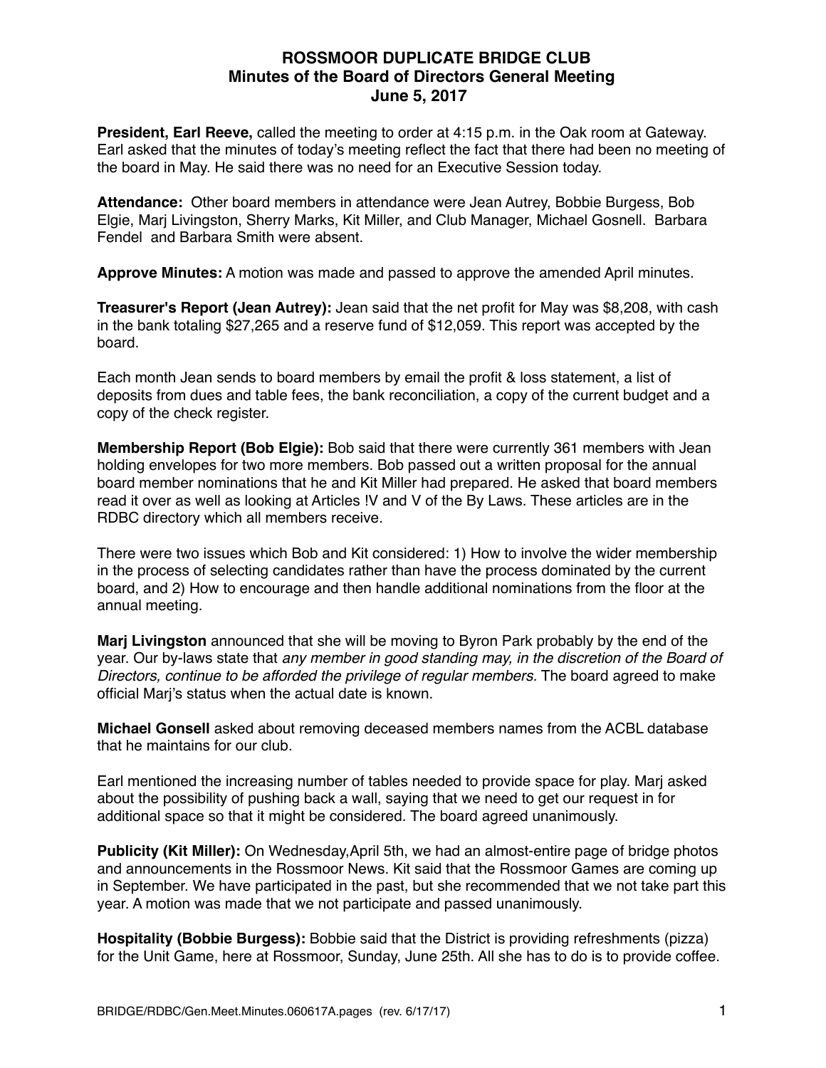**ROSSMOOR DUPLICATE BRIDGE CLUB**
**Minutes of the Board of Directors General Meeting**
**June 5, 2017**

**President, Earl Reeve,** called the meeting to order at 4:15 p.m. in the Oak room at Gateway. Earl asked that the minutes of today's meeting reflect the fact that there had been no meeting of the board in May. He said there was no need for an Executive Session today.

**Attendance:** Other board members in attendance were Jean Autrey, Bobbie Burgess, Bob Elgie, Marj Livingston, Sherry Marks, Kit Miller, and Club Manager, Michael Gosnell. Barbara Fendel and Barbara Smith were absent.

**Approve Minutes:** A motion was made and passed to approve the amended April minutes.

**Treasurer's Report (Jean Autrey):** Jean said that the net profit for May was $8,208, with cash in the bank totaling $27,265 and a reserve fund of $12,059. This report was accepted by the board.

Each month Jean sends to board members by email the profit & loss statement, a list of deposits from dues and table fees, the bank reconciliation, a copy of the current budget and a copy of the check register.

**Membership Report (Bob Elgie):** Bob said that there were currently 361 members with Jean holding envelopes for two more members. Bob passed out a written proposal for the annual board member nominations that he and Kit Miller had prepared. He asked that board members read it over as well as looking at Articles !V and V of the By Laws. These articles are in the RDBC directory which all members receive.

There were two issues which Bob and Kit considered: 1) How to involve the wider membership in the process of selecting candidates rather than have the process dominated by the current board, and 2) How to encourage and then handle additional nominations from the floor at the annual meeting.

**Marj Livingston** announced that she will be moving to Byron Park probably by the end of the year. Our by-laws state that *any member in good standing may, in the discretion of the Board of Directors, continue to be afforded the privilege of regular members.* The board agreed to make official Marj's status when the actual date is known.

**Michael Gonsell** asked about removing deceased members names from the ACBL database that he maintains for our club.

Earl mentioned the increasing number of tables needed to provide space for play. Marj asked about the possibility of pushing back a wall, saying that we need to get our request in for additional space so that it might be considered. The board agreed unanimously.

**Publicity (Kit Miller):** On Wednesday,April 5th, we had an almost-entire page of bridge photos and announcements in the Rossmoor News. Kit said that the Rossmoor Games are coming up in September. We have participated in the past, but she recommended that we not take part this year. A motion was made that we not participate and passed unanimously.

**Hospitality (Bobbie Burgess):** Bobbie said that the District is providing refreshments (pizza) for the Unit Game, here at Rossmoor, Sunday, June 25th. All she has to do is to provide coffee.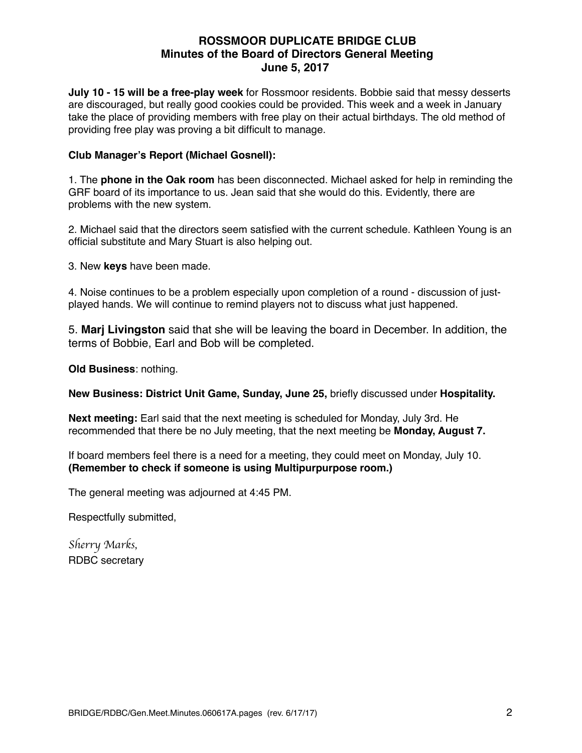# ROSSMOOR DUPLICATE BRIDGE CLUB
## Minutes of the Board of Directors General Meeting
## June 5, 2017

**July 10 - 15 will be a free-play week** for Rossmoor residents. Bobbie said that messy desserts are discouraged, but really good cookies could be provided. This week and a week in January take the place of providing members with free play on their actual birthdays. The old method of providing free play was proving a bit difficult to manage.

**Club Manager's Report (Michael Gosnell):**

1. The **phone in the Oak room** has been disconnected. Michael asked for help in reminding the GRF board of its importance to us. Jean said that she would do this. Evidently, there are problems with the new system.

2. Michael said that the directors seem satisfied with the current schedule. Kathleen Young is an official substitute and Mary Stuart is also helping out.

3. New **keys** have been made.

4. Noise continues to be a problem especially upon completion of a round - discussion of just-played hands. We will continue to remind players not to discuss what just happened.

5. **Marj Livingston** said that she will be leaving the board in December. In addition, the terms of Bobbie, Earl and Bob will be completed.

**Old Business**: nothing.

**New Business: District Unit Game, Sunday, June 25,** briefly discussed under **Hospitality.**

**Next meeting:** Earl said that the next meeting is scheduled for Monday, July 3rd. He recommended that there be no July meeting, that the next meeting be **Monday, August 7.**

If board members feel there is a need for a meeting, they could meet on Monday, July 10. **(Remember to check if someone is using Multipurpurpose room.)**

The general meeting was adjourned at 4:45 PM.

Respectfully submitted,

*Sherry Marks,*
RDBC secretary

BRIDGE/RDBC/Gen.Meet.Minutes.060617A.pages (rev. 6/17/17)